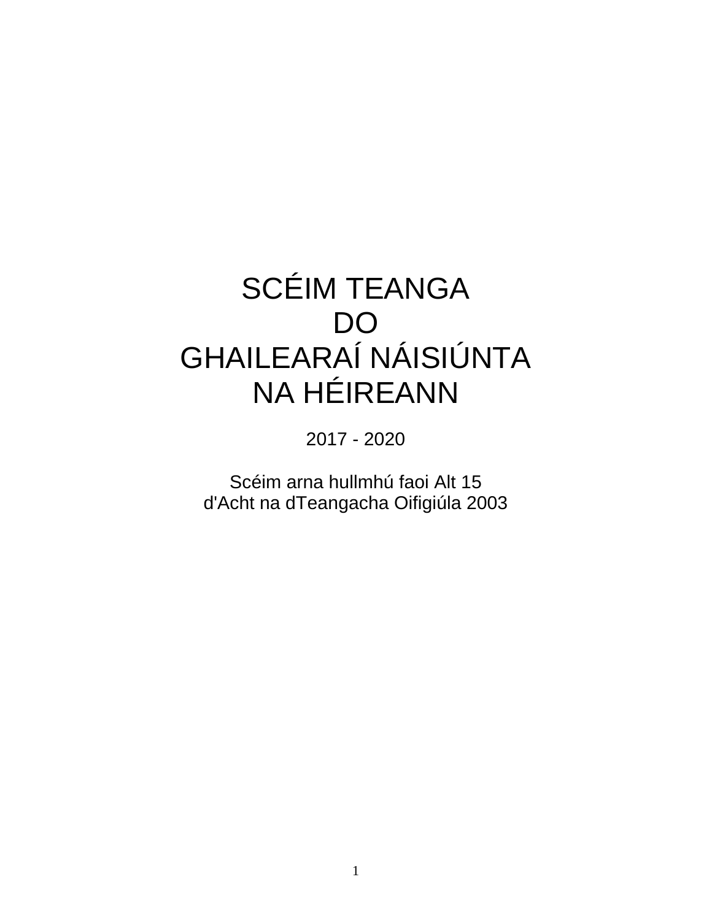# SCÉIM TEANGA DO GHAILEARAÍ NÁISIÚNTA NA HÉIREANN

2017 - 2020

Scéim arna hullmhú faoi Alt 15
d'Acht na dTeangacha Oifigiúla 2003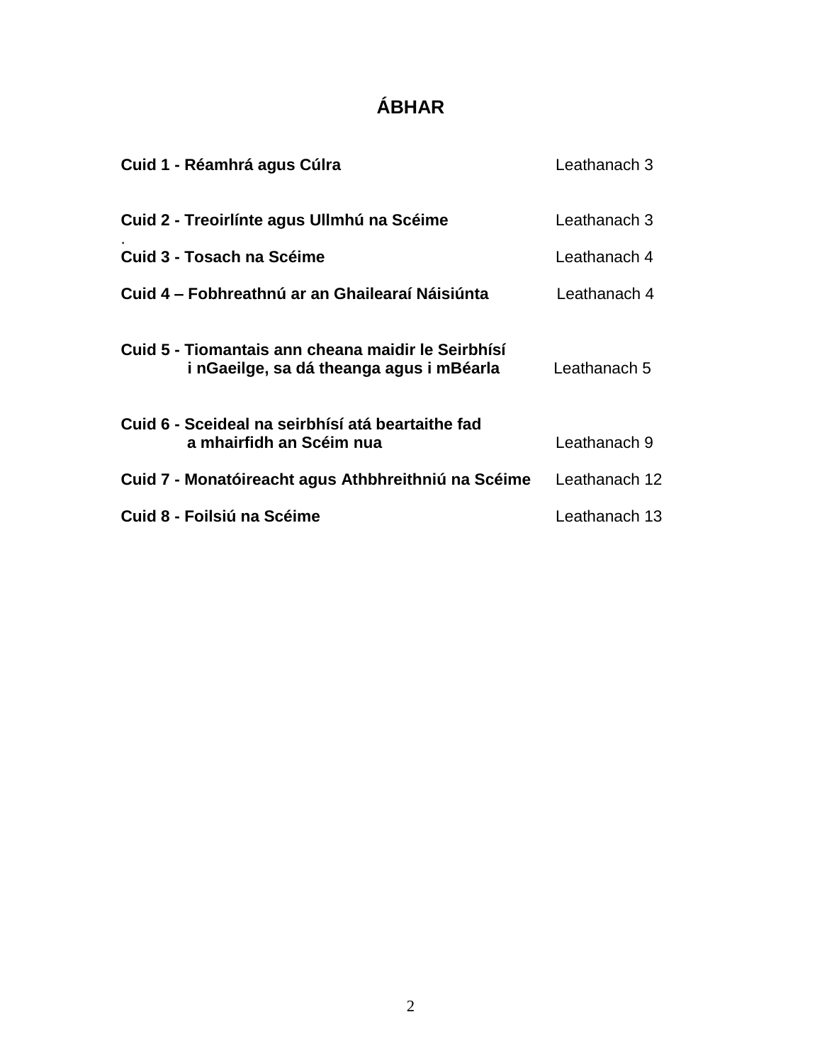# ÁBHAR

| | |
|---|---|
| **Cuid 1 - Réamhrá agus Cúlra** | Leathanach 3 |
| **Cuid 2 - Treoirlínte agus Ullmhú na Scéime** | Leathanach 3 |
| **Cuid 3 - Tosach na Scéime** | Leathanach 4 |
| **Cuid 4 – Fobhreathnú ar an Ghailearaí Náisiúnta** | Leathanach 4 |
| **Cuid 5 - Tiomantais ann cheana maidir le Seirbhísí i nGaeilge, sa dá theanga agus i mBéarla** | Leathanach 5 |
| **Cuid 6 - Sceideal na seirbhísí atá beartaithe fad a mhairfidh an Scéim nua** | Leathanach 9 |
| **Cuid 7 - Monatóireacht agus Athbhreithniú na Scéime** | Leathanach 12 |
| **Cuid 8 - Foilsiú na Scéime** | Leathanach 13 |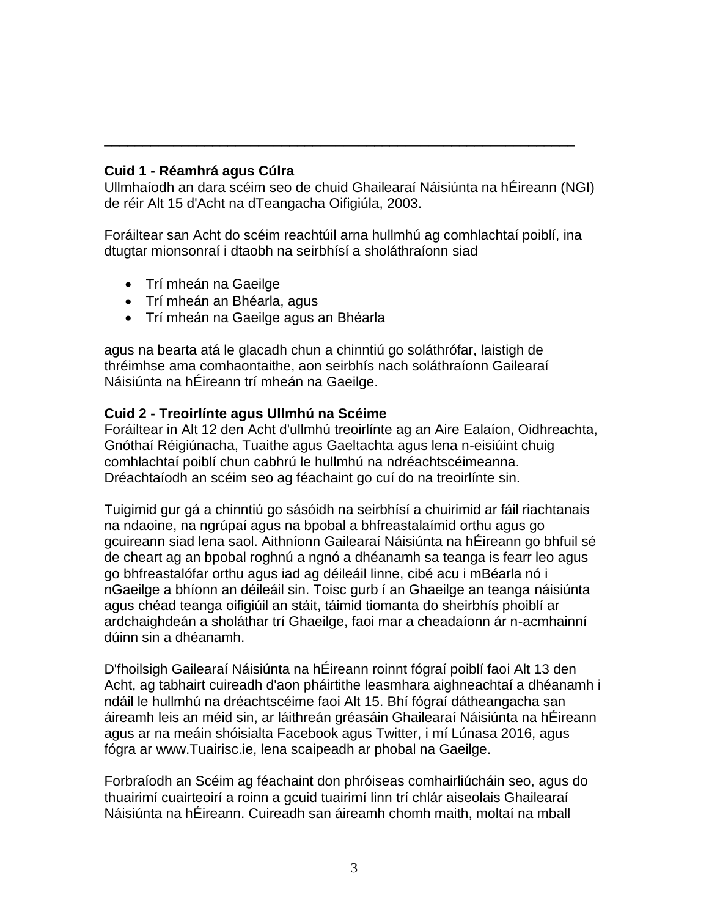---

**Cuid 1 - Réamhrá agus Cúlra**
Ullmhaíodh an dara scéim seo de chuid Ghailearaí Náisiúnta na hÉireann (NGI) de réir Alt 15 d'Acht na dTeangacha Oifigiúla, 2003.

Foráiltear san Acht do scéim reachtúil arna hullmhú ag comhlachtaí poiblí, ina dtugtar mionsonraí i dtaobh na seirbhísí a sholáthraíonn siad

- Trí mheán na Gaeilge
- Trí mheán an Bhéarla, agus
- Trí mheán na Gaeilge agus an Bhéarla

agus na bearta atá le glacadh chun a chinntiú go soláthrófar, laistigh de thréimhse ama comhaontaithe, aon seirbhís nach soláthraíonn Gailearaí Náisiúnta na hÉireann trí mheán na Gaeilge.

**Cuid 2 - Treoirlínte agus Ullmhú na Scéime**
Foráiltear in Alt 12 den Acht d'ullmhú treoirlínte ag an Aire Ealaíon, Oidhreachta, Gnóthaí Réigiúnacha, Tuaithe agus Gaeltachta agus lena n-eisiúint chuig comhlachtaí poiblí chun cabhrú le hullmhú na ndréachtscéimeanna. Dréachtaíodh an scéim seo ag féachaint go cuí do na treoirlínte sin.

Tuigimid gur gá a chinntiú go sásóidh na seirbhísí a chuirimid ar fáil riachtanais na ndaoine, na ngrúpaí agus na bpobal a bhfreastalaímid orthu agus go gcuireann siad lena saol. Aithníonn Gailearaí Náisiúnta na hÉireann go bhfuil sé de cheart ag an bpobal roghnú a ngnó a dhéanamh sa teanga is fearr leo agus go bhfreastalófar orthu agus iad ag déileáil linne, cibé acu i mBéarla nó i nGaeilge a bhíonn an déileáil sin. Toisc gurb í an Ghaeilge an teanga náisiúnta agus chéad teanga oifigiúil an stáit, táimid tiomanta do sheirbhís phoiblí ar ardchaighdeán a sholáthar trí Ghaeilge, faoi mar a cheadaíonn ár n-acmhainní dúinn sin a dhéanamh.

D'fhoilsigh Gailearaí Náisiúnta na hÉireann roinnt fógraí poiblí faoi Alt 13 den Acht, ag tabhairt cuireadh d'aon pháirtithe leasmhara aighneachtaí a dhéanamh i ndáil le hullmhú na dréachtscéime faoi Alt 15. Bhí fógraí dátheangacha san áireamh leis an méid sin, ar láithreán gréasáin Ghailearaí Náisiúnta na hÉireann agus ar na meáin shóisialta Facebook agus Twitter, i mí Lúnasa 2016, agus fógra ar www.Tuairisc.ie, lena scaipeadh ar phobal na Gaeilge.

Forbraíodh an Scéim ag féachaint don phróiseas comhairliúcháin seo, agus do thuairimí cuairteoirí a roinn a gcuid tuairimí linn trí chlár aiseolais Ghailearaí Náisiúnta na hÉireann. Cuireadh san áireamh chomh maith, moltaí na mball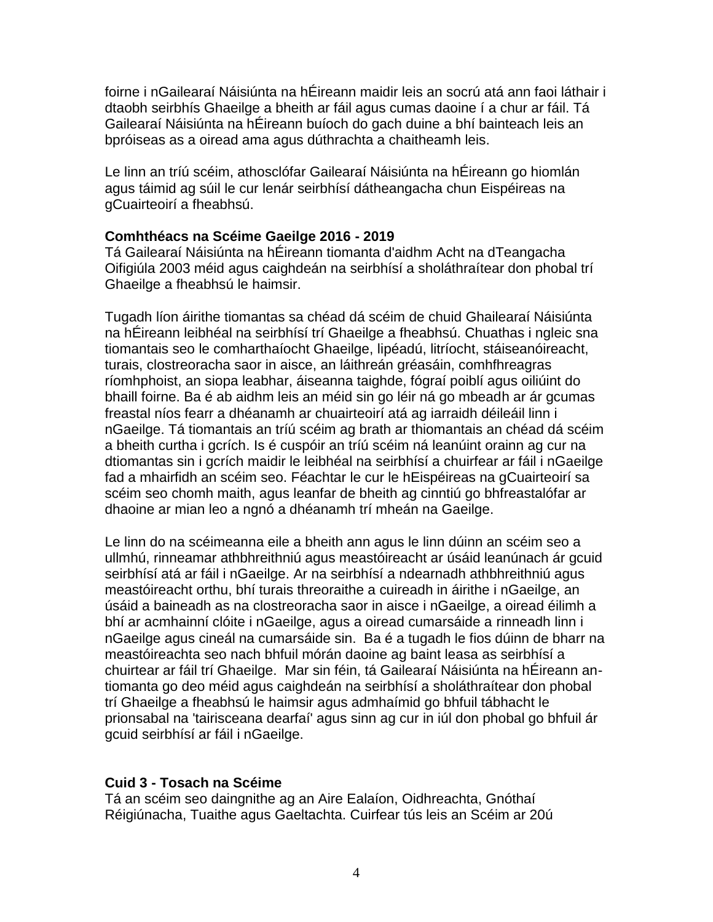foirne i nGailearaí Náisiúnta na hÉireann maidir leis an socrú atá ann faoi láthair i dtaobh seirbhís Ghaeilge a bheith ar fáil agus cumas daoine í a chur ar fáil. Tá Gailearaí Náisiúnta na hÉireann buíoch do gach duine a bhí bainteach leis an bpróiseas as a oiread ama agus dúthrachta a chaitheamh leis.

Le linn an tríú scéim, athosclófar Gailearaí Náisiúnta na hÉireann go hiomlán agus táimid ag súil le cur lenár seirbhísí dátheangacha chun Eispéireas na gCuairteoirí a fheabhsú.

**Comhthéacs na Scéime Gaeilge 2016 - 2019**
Tá Gailearaí Náisiúnta na hÉireann tiomanta d'aidhm Acht na dTeangacha Oifigiúla 2003 méid agus caighdeán na seirbhísí a sholáthraítear don phobal trí Ghaeilge a fheabhsú le haimsir.

Tugadh líon áirithe tiomantas sa chéad dá scéim de chuid Ghailearaí Náisiúnta na hÉireann leibhéal na seirbhísí trí Ghaeilge a fheabhsú. Chuathas i ngleic sna tiomantais seo le comharthaíocht Ghaeilge, lipéadú, litríocht, stáiseanóireacht, turais, clostreoracha saor in aisce, an láithreán gréasáin, comhfhreagras ríomhphoist, an siopa leabhar, áiseanna taighde, fógraí poiblí agus oiliúint do bhaill foirne. Ba é ab aidhm leis an méid sin go léir ná go mbeadh ar ár gcumas freastal níos fearr a dhéanamh ar chuairteoirí atá ag iarraidh déileáil linn i nGaeilge. Tá tiomantais an tríú scéim ag brath ar thiomantais an chéad dá scéim a bheith curtha i gcrích. Is é cuspóir an tríú scéim ná leanúint orainn ag cur na dtiomantas sin i gcrích maidir le leibhéal na seirbhísí a chuirfear ar fáil i nGaeilge fad a mhairfidh an scéim seo. Féachtar le cur le hEispéireas na gCuairteoirí sa scéim seo chomh maith, agus leanfar de bheith ag cinntiú go bhfreastalófar ar dhaoine ar mian leo a ngnó a dhéanamh trí mheán na Gaeilge.

Le linn do na scéimeanna eile a bheith ann agus le linn dúinn an scéim seo a ullmhú, rinneamar athbhreithniú agus meastóireacht ar úsáid leanúnach ár gcuid seirbhísí atá ar fáil i nGaeilge. Ar na seirbhísí a ndearnadh athbhreithniú agus meastóireacht orthu, bhí turais threoraithe a cuireadh in áirithe i nGaeilge, an úsáid a baineadh as na clostreoracha saor in aisce i nGaeilge, a oiread éilimh a bhí ar acmhainní clóite i nGaeilge, agus a oiread cumarsáide a rinneadh linn i nGaeilge agus cineál na cumarsáide sin. Ba é a tugadh le fios dúinn de bharr na meastóireachta seo nach bhfuil mórán daoine ag baint leasa as seirbhísí a chuirtear ar fáil trí Ghaeilge. Mar sin féin, tá Gailearaí Náisiúnta na hÉireann an-tiomanta go deo méid agus caighdeán na seirbhísí a sholáthraítear don phobal trí Ghaeilge a fheabhsú le haimsir agus admhaímid go bhfuil tábhacht le prionsabal na 'tairisceana dearfaí' agus sinn ag cur in iúl don phobal go bhfuil ár gcuid seirbhísí ar fáil i nGaeilge.

**Cuid 3 - Tosach na Scéime**
Tá an scéim seo daingnithe ag an Aire Ealaíon, Oidhreachta, Gnóthaí Réigiúnacha, Tuaithe agus Gaeltachta. Cuirfear tús leis an Scéim ar 20ú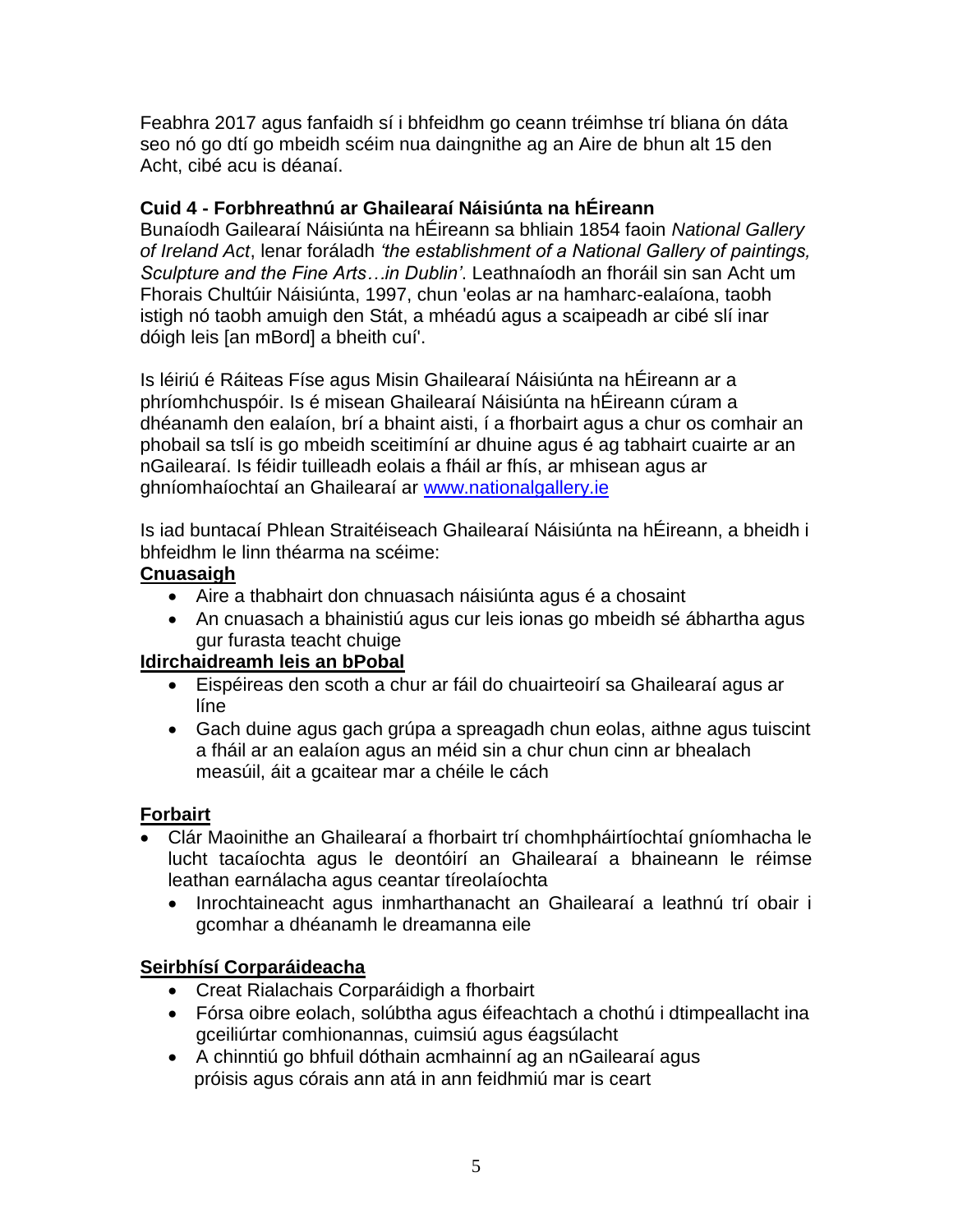Feabhra 2017 agus fanfaidh sí i bhfeidhm go ceann tréimhse trí bliana ón dáta seo nó go dtí go mbeidh scéim nua daingnithe ag an Aire de bhun alt 15 den Acht, cibé acu is déanaí.

**Cuid 4 - Forbhreathnú ar Ghailearaí Náisiúnta na hÉireann**

Bunaíodh Gailearaí Náisiúnta na hÉireann sa bhliain 1854 faoin *National Gallery of Ireland Act*, lenar foráladh *'the establishment of a National Gallery of paintings, Sculpture and the Fine Arts…in Dublin'*. Leathnaíodh an fhoráil sin san Acht um Fhorais Chultúir Náisiúnta, 1997, chun 'eolas ar na hamharc-ealaíona, taobh istigh nó taobh amuigh den Stát, a mhéadú agus a scaipeadh ar cibé slí inar dóigh leis [an mBord] a bheith cuí'.

Is léiriú é Ráiteas Físe agus Misin Ghailearaí Náisiúnta na hÉireann ar a phríomhchuspóir. Is é misean Ghailearaí Náisiúnta na hÉireann cúram a dhéanamh den ealaíon, brí a bhaint aisti, í a fhorbairt agus a chur os comhair an phobail sa tslí is go mbeidh sceitimíní ar dhuine agus é ag tabhairt cuairte ar an nGailearaí. Is féidir tuilleadh eolais a fháil ar fhís, ar mhisean agus ar ghníomhaíochtaí an Ghailearaí ar www.nationalgallery.ie

Is iad buntacaí Phlean Straitéiseach Ghailearaí Náisiúnta na hÉireann, a bheidh i bhfeidhm le linn théarma na scéime:

**Cnuasaigh**

- Aire a thabhairt don chnuasach náisiúnta agus é a chosaint
- An cnuasach a bhainistiú agus cur leis ionas go mbeidh sé ábhartha agus gur furasta teacht chuige

**Idirchaidreamh leis an bPobal**

- Eispéireas den scoth a chur ar fáil do chuairteoirí sa Ghailearaí agus ar líne
- Gach duine agus gach grúpa a spreagadh chun eolas, aithne agus tuiscint a fháil ar an ealaíon agus an méid sin a chur chun cinn ar bhealach measúil, áit a gcaitear mar a chéile le cách

**Forbairt**

- Clár Maoinithe an Ghailearaí a fhorbairt trí chomhpháirtíochtaí gníomhacha le lucht tacaíochta agus le deontóirí an Ghailearaí a bhaineann le réimse leathan earnálacha agus ceantar tíreolaíochta
- Inrochtaineacht agus inmharthanacht an Ghailearaí a leathnú trí obair i gcomhar a dhéanamh le dreamanna eile

**Seirbhísí Corparáideacha**

- Creat Rialachais Corparáidigh a fhorbairt
- Fórsa oibre eolach, solúbtha agus éifeachtach a chothú i dtimpeallacht ina gceiliúrtar comhionannas, cuimsiú agus éagsúlacht
- A chinntiú go bhfuil dóthain acmhainní ag an nGailearaí agus próisis agus córais ann atá in ann feidhmiú mar is ceart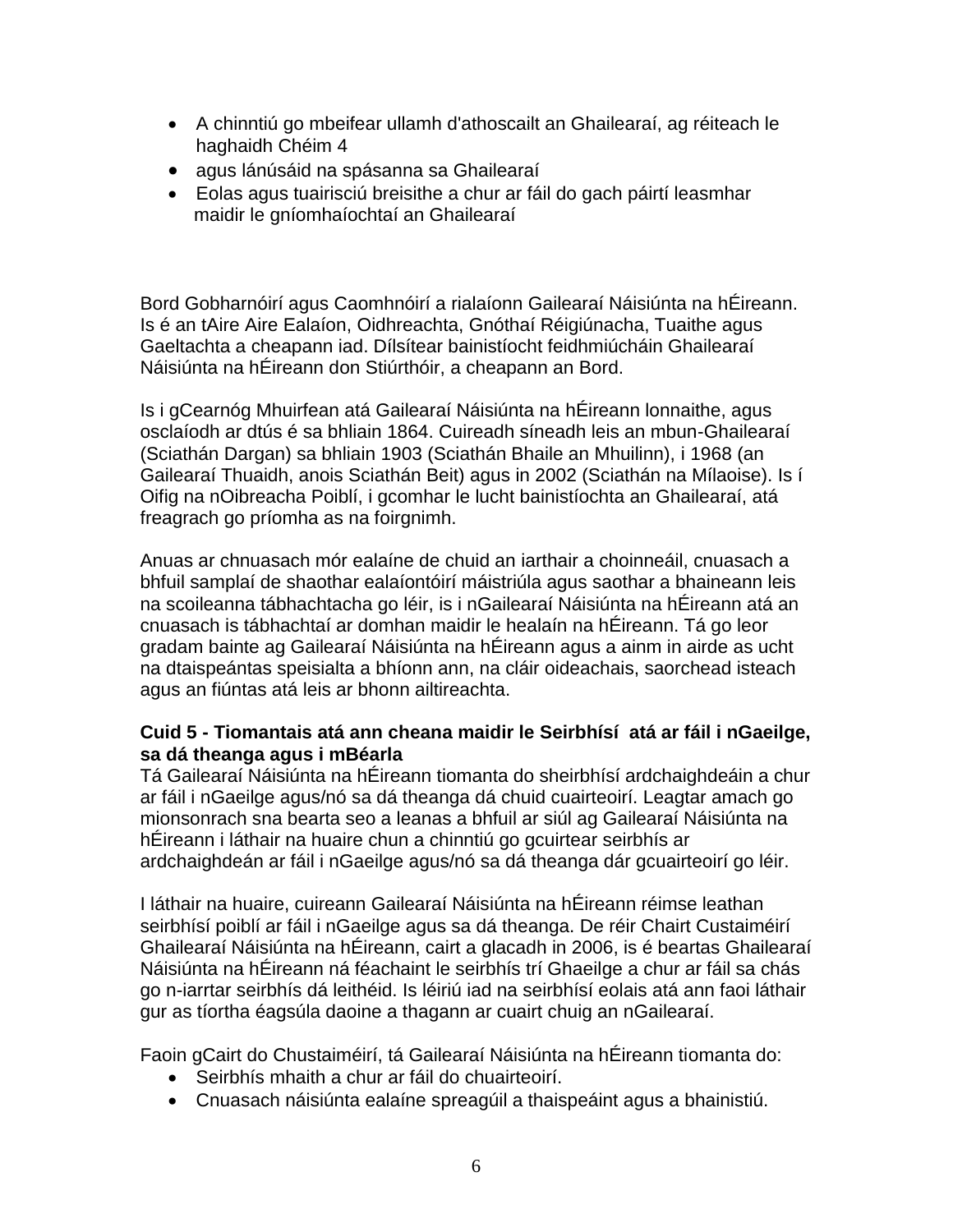- A chinntiú go mbeifear ullamh d'athoscailt an Ghailearaí, ag réiteach le haghaidh Chéim 4
- agus lánúsáid na spásanna sa Ghailearaí
- Eolas agus tuairisciú breisithe a chur ar fáil do gach páirtí leasmhar maidir le gníomhaíochtaí an Ghailearaí

Bord Gobharnóirí agus Caomhnóirí a rialaíonn Gailearaí Náisiúnta na hÉireann. Is é an tAire Aire Ealaíon, Oidhreachta, Gnóthaí Réigiúnacha, Tuaithe agus Gaeltachta a cheapann iad. Dílsítear bainistíocht feidhmiúcháin Ghailearaí Náisiúnta na hÉireann don Stiúrthóir, a cheapann an Bord.

Is i gCearnóg Mhuirfean atá Gailearaí Náisiúnta na hÉireann lonnaithe, agus osclaíodh ar dtús é sa bhliain 1864. Cuireadh síneadh leis an mbun-Ghailearaí (Sciathán Dargan) sa bhliain 1903 (Sciathán Bhaile an Mhuilinn), i 1968 (an Gailearaí Thuaidh, anois Sciathán Beit) agus in 2002 (Sciathán na Mílaoise). Is í Oifig na nOibreacha Poiblí, i gcomhar le lucht bainistíochta an Ghailearaí, atá freagrach go príomha as na foirgnimh.

Anuas ar chnuasach mór ealaíne de chuid an iarthair a choinneáil, cnuasach a bhfuil samplaí de shaothar ealaíontóirí máistriúla agus saothar a bhaineann leis na scoileanna tábhachtacha go léir, is i nGailearaí Náisiúnta na hÉireann atá an cnuasach is tábhachtaí ar domhan maidir le healaín na hÉireann. Tá go leor gradam bainte ag Gailearaí Náisiúnta na hÉireann agus a ainm in airde as ucht na dtaispeántas speisialta a bhíonn ann, na cláir oideachais, saorchead isteach agus an fiúntas atá leis ar bhonn ailtireachta.

**Cuid 5 - Tiomantais atá ann cheana maidir le Seirbhísí atá ar fáil i nGaeilge, sa dá theanga agus i mBéarla**

Tá Gailearaí Náisiúnta na hÉireann tiomanta do sheirbhísí ardchaighdeáin a chur ar fáil i nGaeilge agus/nó sa dá theanga dá chuid cuairteoirí. Leagtar amach go mionsonrach sna bearta seo a leanas a bhfuil ar siúl ag Gailearaí Náisiúnta na hÉireann i láthair na huaire chun a chinntiú go gcuirtear seirbhís ar ardchaighdeán ar fáil i nGaeilge agus/nó sa dá theanga dár gcuairteoirí go léir.

I láthair na huaire, cuireann Gailearaí Náisiúnta na hÉireann réimse leathan seirbhísí poiblí ar fáil i nGaeilge agus sa dá theanga. De réir Chairt Custaiméirí Ghailearaí Náisiúnta na hÉireann, cairt a glacadh in 2006, is é beartas Ghailearaí Náisiúnta na hÉireann ná féachaint le seirbhís trí Ghaeilge a chur ar fáil sa chás go n-iarrtar seirbhís dá leithéid. Is léiriú iad na seirbhísí eolais atá ann faoi láthair gur as tíortha éagsúla daoine a thagann ar cuairt chuig an nGailearaí.

Faoin gCairt do Chustaiméirí, tá Gailearaí Náisiúnta na hÉireann tiomanta do:

- Seirbhís mhaith a chur ar fáil do chuairteoirí.
- Cnuasach náisiúnta ealaíne spreagúil a thaispeáint agus a bhainistiú.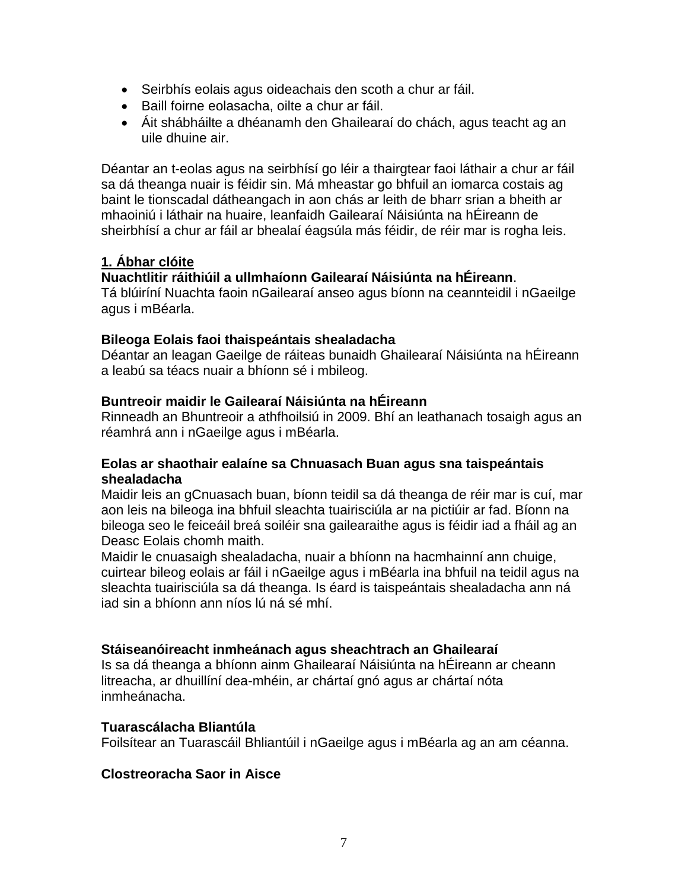- Seirbhís eolais agus oideachais den scoth a chur ar fáil.
- Baill foirne eolasacha, oilte a chur ar fáil.
- Áit shábháilte a dhéanamh den Ghailearaí do chách, agus teacht ag an uile dhuine air.

Déantar an t-eolas agus na seirbhísí go léir a thairgtear faoi láthair a chur ar fáil sa dá theanga nuair is féidir sin. Má mheastar go bhfuil an iomarca costais ag baint le tionscadal dátheangach in aon chás ar leith de bharr srian a bheith ar mhaoiniú i láthair na huaire, leanfaidh Gailearaí Náisiúnta na hÉireann de sheirbhísí a chur ar fáil ar bhealaí éagsúla más féidir, de réir mar is rogha leis.

**1. Ábhar clóite**

**Nuachtlitir ráithiúil a ullmhaíonn Gailearaí Náisiúnta na hÉireann**.
Tá blúiríní Nuachta faoin nGailearaí anseo agus bíonn na ceannteidil i nGaeilge agus i mBéarla.

**Bileoga Eolais faoi thaispeántais shealadacha**
Déantar an leagan Gaeilge de ráiteas bunaidh Ghailearaí Náisiúnta na hÉireann a leabú sa téacs nuair a bhíonn sé i mbileog.

**Buntreoir maidir le Gailearaí Náisiúnta na hÉireann**
Rinneadh an Bhuntreoir a athfhoilsiú in 2009. Bhí an leathanach tosaigh agus an réamhrá ann i nGaeilge agus i mBéarla.

**Eolas ar shaothair ealaíne sa Chnuasach Buan agus sna taispeántais shealadacha**
Maidir leis an gCnuasach buan, bíonn teidil sa dá theanga de réir mar is cuí, mar aon leis na bileoga ina bhfuil sleachta tuairisciúla ar na pictiúir ar fad. Bíonn na bileoga seo le feiceáil breá soiléir sna gailearaithe agus is féidir iad a fháil ag an Deasc Eolais chomh maith.
Maidir le cnuasaigh shealadacha, nuair a bhíonn na hacmhainní ann chuige, cuirtear bileog eolais ar fáil i nGaeilge agus i mBéarla ina bhfuil na teidil agus na sleachta tuairisciúla sa dá theanga. Is éard is taispeántais shealadacha ann ná iad sin a bhíonn ann níos lú ná sé mhí.

**Stáiseanóireacht inmheánach agus sheachtrach an Ghailearaí**
Is sa dá theanga a bhíonn ainm Ghailearaí Náisiúnta na hÉireann ar cheann litreacha, ar dhuillíní dea-mhéin, ar chártaí gnó agus ar chártaí nóta inmheánacha.

**Tuarascálacha Bliantúla**
Foilsítear an Tuarascáil Bhliantúil i nGaeilge agus i mBéarla ag an am céanna.

**Clostreoracha Saor in Aisce**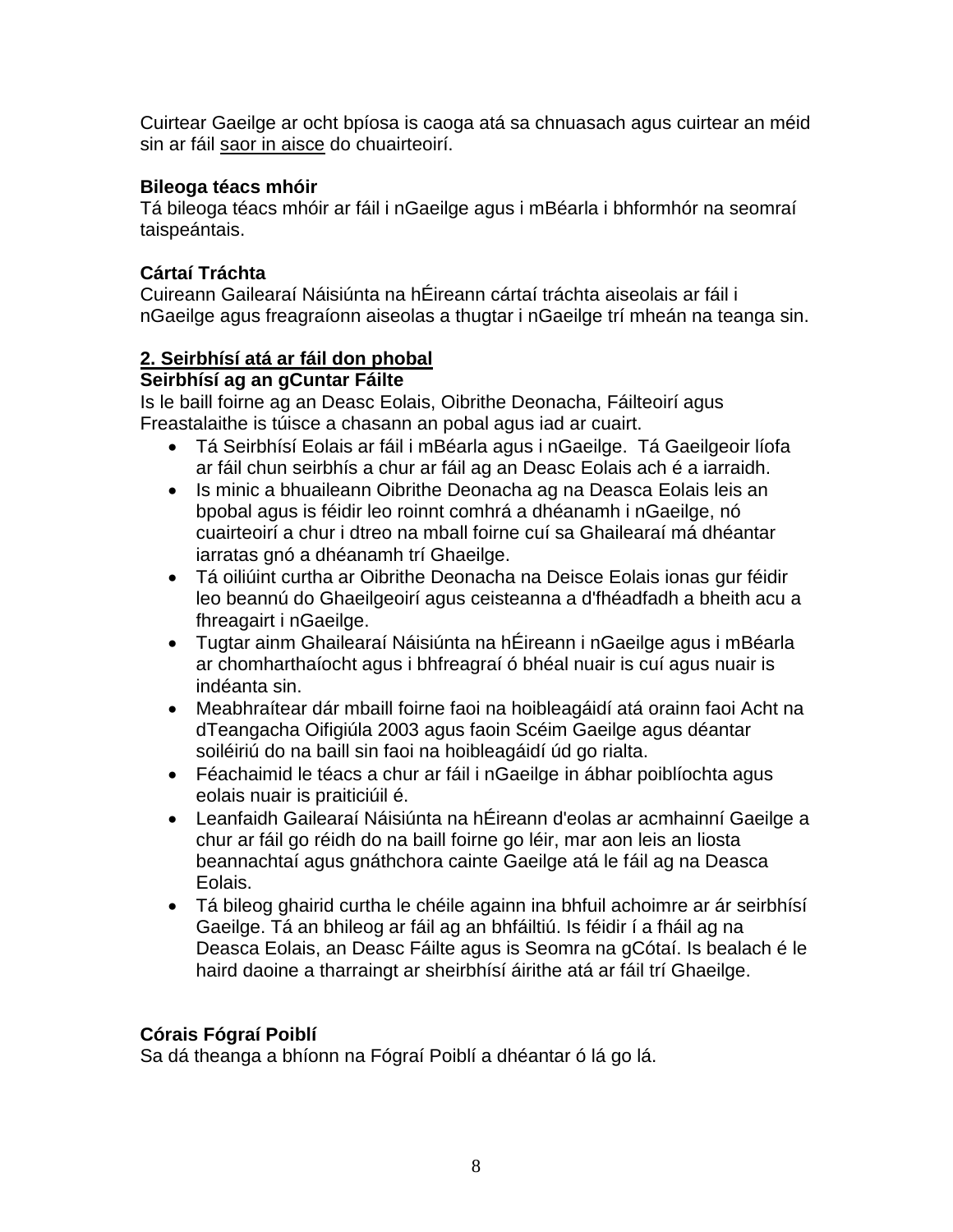Cuirtear Gaeilge ar ocht bpíosa is caoga atá sa chnuasach agus cuirtear an méid sin ar fáil saor in aisce do chuairteoirí.

**Bileoga téacs mhóir**

Tá bileoga téacs mhóir ar fáil i nGaeilge agus i mBéarla i bhformhór na seomraí taispeántais.

**Cártaí Tráchta**

Cuireann Gailearaí Náisiúnta na hÉireann cártaí tráchta aiseolais ar fáil i nGaeilge agus freagraíonn aiseolas a thugtar i nGaeilge trí mheán na teanga sin.

## 2. Seirbhísí atá ar fáil don phobal

**Seirbhísí ag an gCuntar Fáilte**

Is le baill foirne ag an Deasc Eolais, Oibrithe Deonacha, Fáilteoirí agus Freastalaithe is túisce a chasann an pobal agus iad ar cuairt.

- Tá Seirbhísí Eolais ar fáil i mBéarla agus i nGaeilge. Tá Gaeilgeoir líofa ar fáil chun seirbhís a chur ar fáil ag an Deasc Eolais ach é a iarraidh.
- Is minic a bhuaileann Oibrithe Deonacha ag na Deasca Eolais leis an bpobal agus is féidir leo roinnt comhrá a dhéanamh i nGaeilge, nó cuairteoirí a chur i dtreo na mball foirne cuí sa Ghailearaí má dhéantar iarratas gnó a dhéanamh trí Ghaeilge.
- Tá oiliúint curtha ar Oibrithe Deonacha na Deisce Eolais ionas gur féidir leo beannú do Ghaeilgeoirí agus ceisteanna a d'fhéadfadh a bheith acu a fhreagairt i nGaeilge.
- Tugtar ainm Ghailearaí Náisiúnta na hÉireann i nGaeilge agus i mBéarla ar chomharthaíocht agus i bhfreagraí ó bhéal nuair is cuí agus nuair is indéanta sin.
- Meabhraítear dár mbaill foirne faoi na hoibleagáidí atá orainn faoi Acht na dTeangacha Oifigiúla 2003 agus faoin Scéim Gaeilge agus déantar soiléiriú do na baill sin faoi na hoibleagáidí úd go rialta.
- Féachaimid le téacs a chur ar fáil i nGaeilge in ábhar poiblíochta agus eolais nuair is praiticiúil é.
- Leanfaidh Gailearaí Náisiúnta na hÉireann d'eolas ar acmhainní Gaeilge a chur ar fáil go réidh do na baill foirne go léir, mar aon leis an liosta beannachtaí agus gnáthchora cainte Gaeilge atá le fáil ag na Deasca Eolais.
- Tá bileog ghairid curtha le chéile againn ina bhfuil achoimre ar ár seirbhísí Gaeilge. Tá an bhileog ar fáil ag an bhfáiltiú. Is féidir í a fháil ag na Deasca Eolais, an Deasc Fáilte agus is Seomra na gCótaí. Is bealach é le haird daoine a tharraingt ar sheirbhísí áirithe atá ar fáil trí Ghaeilge.

**Córais Fógraí Poiblí**

Sa dá theanga a bhíonn na Fógraí Poiblí a dhéantar ó lá go lá.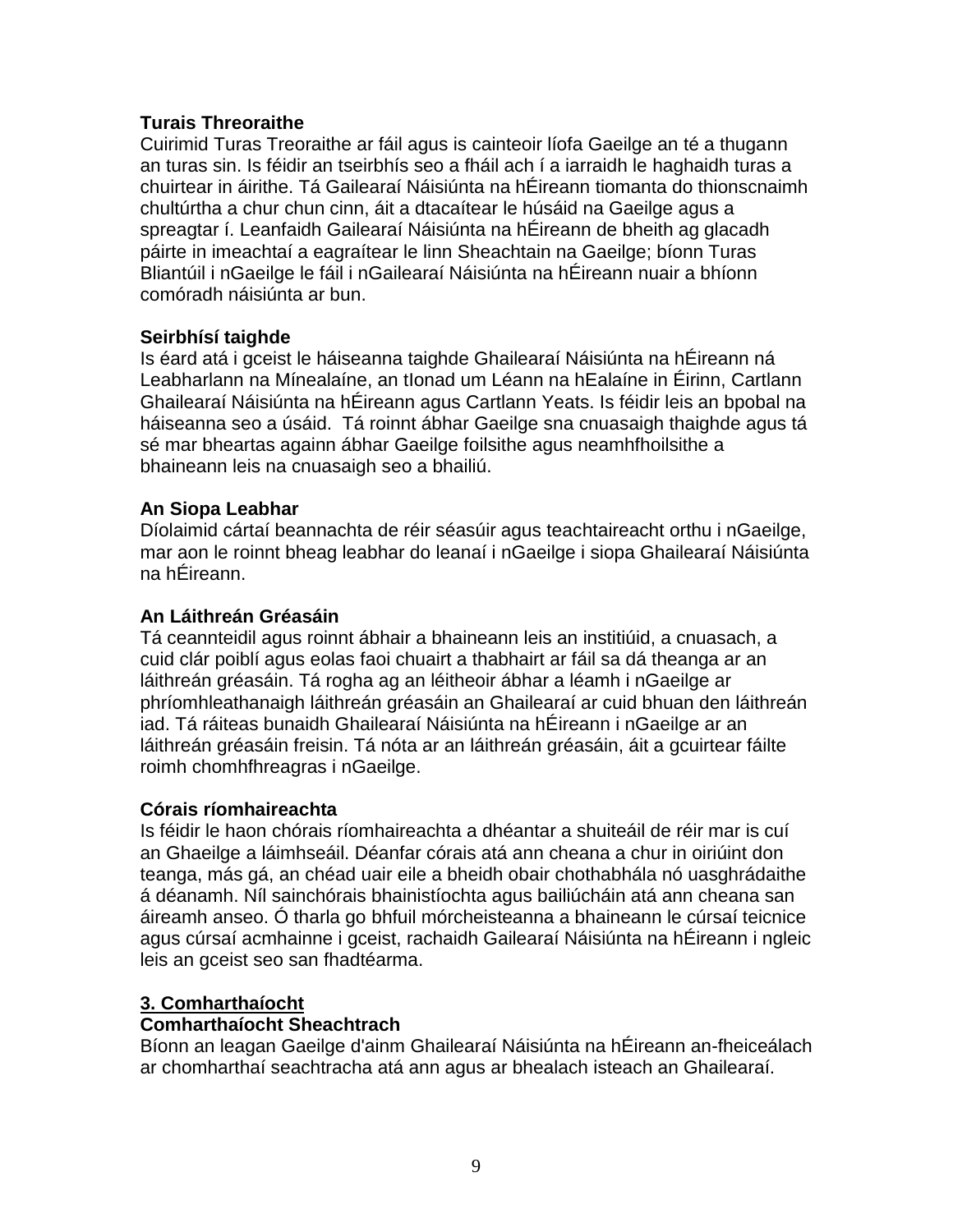**Turais Threoraithe**
Cuirimid Turas Treoraithe ar fáil agus is cainteoir líofa Gaeilge an té a thugann an turas sin. Is féidir an tseirbhís seo a fháil ach í a iarraidh le haghaidh turas a chuirtear in áirithe. Tá Gailearaí Náisiúnta na hÉireann tiomanta do thionscnaimh chultúrtha a chur chun cinn, áit a dtacaítear le húsáid na Gaeilge agus a spreagtar í. Leanfaidh Gailearaí Náisiúnta na hÉireann de bheith ag glacadh páirte in imeachtaí a eagraítear le linn Sheachtain na Gaeilge; bíonn Turas Bliantúil i nGaeilge le fáil i nGailearaí Náisiúnta na hÉireann nuair a bhíonn comóradh náisiúnta ar bun.

**Seirbhísí taighde**
Is éard atá i gceist le háiseanna taighde Ghailearaí Náisiúnta na hÉireann ná Leabharlann na Mínealaíne, an tIonad um Léann na hEalaíne in Éirinn, Cartlann Ghailearaí Náisiúnta na hÉireann agus Cartlann Yeats. Is féidir leis an bpobal na háiseanna seo a úsáid. Tá roinnt ábhar Gaeilge sna cnuasaigh thaighde agus tá sé mar bheartas againn ábhar Gaeilge foilsithe agus neamhfhoilsithe a bhaineann leis na cnuasaigh seo a bhailiú.

**An Siopa Leabhar**
Díolaimid cártaí beannachta de réir séasúir agus teachtaireacht orthu i nGaeilge, mar aon le roinnt bheag leabhar do leanaí i nGaeilge i siopa Ghailearaí Náisiúnta na hÉireann.

**An Láithreán Gréasáin**
Tá ceannteidil agus roinnt ábhair a bhaineann leis an institiúid, a cnuasach, a cuid clár poiblí agus eolas faoi chuairt a thabhairt ar fáil sa dá theanga ar an láithreán gréasáin. Tá rogha ag an léitheoir ábhar a léamh i nGaeilge ar phríomhleathanaigh láithreán gréasáin an Ghailearaí ar cuid bhuan den láithreán iad. Tá ráiteas bunaidh Ghailearaí Náisiúnta na hÉireann i nGaeilge ar an láithreán gréasáin freisin. Tá nóta ar an láithreán gréasáin, áit a gcuirtear fáilte roimh chomhfhreagras i nGaeilge.

**Córais ríomhaireachta**
Is féidir le haon chórais ríomhaireachta a dhéantar a shuiteáil de réir mar is cuí an Ghaeilge a láimhseáil. Déanfar córais atá ann cheana a chur in oiriúint don teanga, más gá, an chéad uair eile a bheidh obair chothabhála nó uasghrádaithe á déanamh. Níl sainchórais bhainistíochta agus bailiúcháin atá ann cheana san áireamh anseo. Ó tharla go bhfuil mórcheisteanna a bhaineann le cúrsaí teicnice agus cúrsaí acmhainne i gceist, rachaidh Gailearaí Náisiúnta na hÉireann i ngleic leis an gceist seo san fhadtéarma.

## 3. Comharthaíocht

**Comharthaíocht Sheachtrach**
Bíonn an leagan Gaeilge d'ainm Ghailearaí Náisiúnta na hÉireann an-fheiceálach ar chomharthaí seachtracha atá ann agus ar bhealach isteach an Ghailearaí.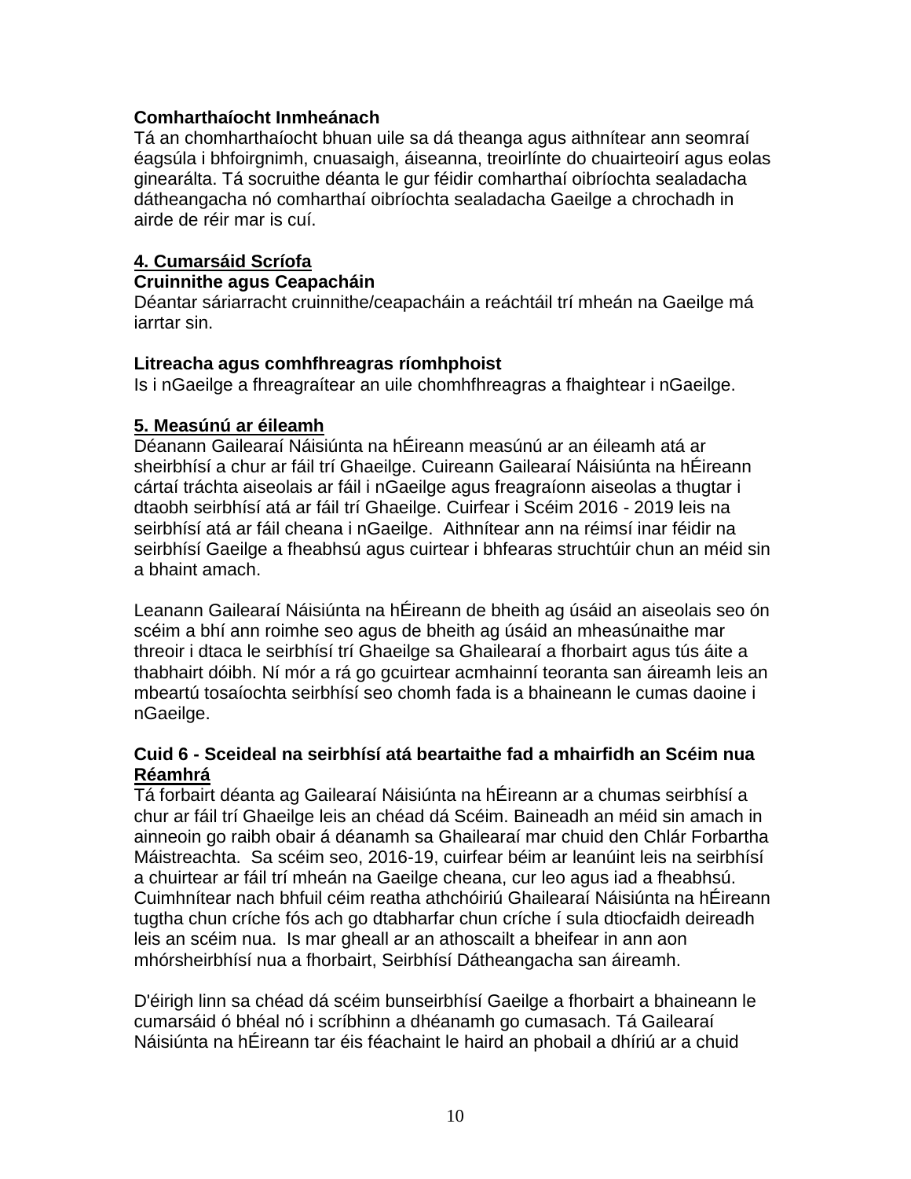**Comharthaíocht Inmheánach**

Tá an chomharthaíocht bhuan uile sa dá theanga agus aithnítear ann seomraí éagsúla i bhfoirgnimh, cnuasaigh, áiseanna, treoirlínte do chuairteoirí agus eolas ginearálta. Tá socruithe déanta le gur féidir comharthaí oibríochta sealadacha dátheangacha nó comharthaí oibríochta sealadacha Gaeilge a chrochadh in airde de réir mar is cuí.

## 4. Cumarsáid Scríofa

**Cruinnithe agus Ceapacháin**

Déantar sáriarracht cruinnithe/ceapacháin a reáchtáil trí mheán na Gaeilge má iarrtar sin.

**Litreacha agus comhfhreagras ríomhphoist**

Is i nGaeilge a fhreagraítear an uile chomhfhreagras a fhaightear i nGaeilge.

## 5. Measúnú ar éileamh

Déanann Gailearaí Náisiúnta na hÉireann measúnú ar an éileamh atá ar sheirbhísí a chur ar fáil trí Ghaeilge. Cuireann Gailearaí Náisiúnta na hÉireann cártaí tráchta aiseolais ar fáil i nGaeilge agus freagraíonn aiseolas a thugtar i dtaobh seirbhísí atá ar fáil trí Ghaeilge. Cuirfear i Scéim 2016 - 2019 leis na seirbhísí atá ar fáil cheana i nGaeilge. Aithnítear ann na réimsí inar féidir na seirbhísí Gaeilge a fheabhsú agus cuirtear i bhfearas struchtúir chun an méid sin a bhaint amach.

Leanann Gailearaí Náisiúnta na hÉireann de bheith ag úsáid an aiseolais seo ón scéim a bhí ann roimhe seo agus de bheith ag úsáid an mheasúnaithe mar threoir i dtaca le seirbhísí trí Ghaeilge sa Ghailearaí a fhorbairt agus tús áite a thabhairt dóibh. Ní mór a rá go gcuirtear acmhainní teoranta san áireamh leis an mbeartú tosaíochta seirbhísí seo chomh fada is a bhaineann le cumas daoine i nGaeilge.

## Cuid 6 - Sceideal na seirbhísí atá beartaithe fad a mhairfidh an Scéim nua

**Réamhrá**

Tá forbairt déanta ag Gailearaí Náisiúnta na hÉireann ar a chumas seirbhísí a chur ar fáil trí Ghaeilge leis an chéad dá Scéim. Baineadh an méid sin amach in ainneoin go raibh obair á déanamh sa Ghailearaí mar chuid den Chlár Forbartha Máistreachta. Sa scéim seo, 2016-19, cuirfear béim ar leanúint leis na seirbhísí a chuirtear ar fáil trí mheán na Gaeilge cheana, cur leo agus iad a fheabhsú. Cuimhnítear nach bhfuil céim reatha athchóiriú Ghailearaí Náisiúnta na hÉireann tugtha chun críche fós ach go dtabharfar chun críche í sula dtiocfaidh deireadh leis an scéim nua. Is mar gheall ar an athoscailt a bheifear in ann aon mhórsheirbhísí nua a fhorbairt, Seirbhísí Dátheangacha san áireamh.

D'éirigh linn sa chéad dá scéim bunseirbhísí Gaeilge a fhorbairt a bhaineann le cumarsáid ó bhéal nó i scríbhinn a dhéanamh go cumasach. Tá Gailearaí Náisiúnta na hÉireann tar éis féachaint le haird an phobail a dhíriú ar a chuid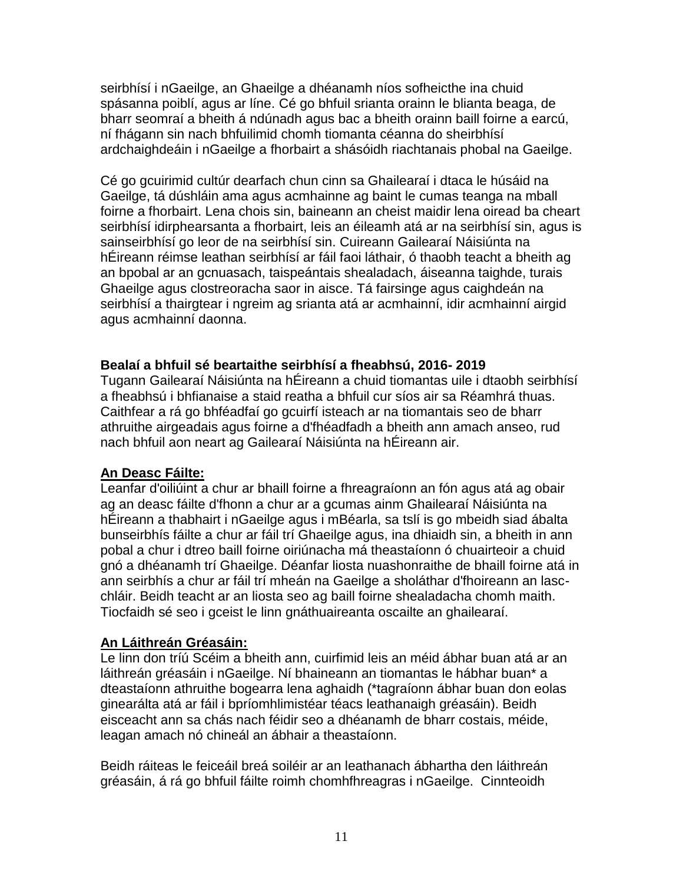seirbhísí i nGaeilge, an Ghaeilge a dhéanamh níos sofheicthe ina chuid spásanna poiblí, agus ar líne. Cé go bhfuil srianta orainn le blianta beaga, de bharr seomraí a bheith á ndúnadh agus bac a bheith orainn baill foirne a earcú, ní fhágann sin nach bhfuilimid chomh tiomanta céanna do sheirbhísí ardchaighdeáin i nGaeilge a fhorbairt a shásóidh riachtanais phobal na Gaeilge.

Cé go gcuirimid cultúr dearfach chun cinn sa Ghailearaí i dtaca le húsáid na Gaeilge, tá dúshláin ama agus acmhainne ag baint le cumas teanga na mball foirne a fhorbairt. Lena chois sin, baineann an cheist maidir lena oiread ba cheart seirbhísí idirphearsanta a fhorbairt, leis an éileamh atá ar na seirbhísí sin, agus is sainseirbhísí go leor de na seirbhísí sin. Cuireann Gailearaí Náisiúnta na hÉireann réimse leathan seirbhísí ar fáil faoi láthair, ó thaobh teacht a bheith ag an bpobal ar an gcnuasach, taispeántais shealadach, áiseanna taighde, turais Ghaeilge agus clostreoracha saor in aisce. Tá fairsinge agus caighdeán na seirbhísí a thairgtear i ngreim ag srianta atá ar acmhainní, idir acmhainní airgid agus acmhainní daonna.

**Bealaí a bhfuil sé beartaithe seirbhísí a fheabhsú, 2016- 2019**

Tugann Gailearaí Náisiúnta na hÉireann a chuid tiomantas uile i dtaobh seirbhísí a fheabhsú i bhfianaise a staid reatha a bhfuil cur síos air sa Réamhrá thuas. Caithfear a rá go bhféadfaí go gcuirfí isteach ar na tiomantais seo de bharr athruithe airgeadais agus foirne a d'fhéadfadh a bheith ann amach anseo, rud nach bhfuil aon neart ag Gailearaí Náisiúnta na hÉireann air.

**<u>An Deasc Fáilte:</u>**

Leanfar d'oiliúint a chur ar bhaill foirne a fhreagraíonn an fón agus atá ag obair ag an deasc fáilte d'fhonn a chur ar a gcumas ainm Ghailearaí Náisiúnta na hÉireann a thabhairt i nGaeilge agus i mBéarla, sa tslí is go mbeidh siad ábalta bunseirbhís fáilte a chur ar fáil trí Ghaeilge agus, ina dhiaidh sin, a bheith in ann pobal a chur i dtreo baill foirne oiriúnacha má theastaíonn ó chuairteoir a chuid gnó a dhéanamh trí Ghaeilge. Déanfar liosta nuashonraithe de bhaill foirne atá in ann seirbhís a chur ar fáil trí mheán na Gaeilge a sholáthar d'fhoireann an lasc-chláir. Beidh teacht ar an liosta seo ag baill foirne shealadacha chomh maith. Tiocfaidh sé seo i gceist le linn gnáthuaireanta oscailte an ghailearaí.

**<u>An Láithreán Gréasáin:</u>**

Le linn don tríú Scéim a bheith ann, cuirfimid leis an méid ábhar buan atá ar an láithreán gréasáin i nGaeilge. Ní bhaineann an tiomantas le hábhar buan* a dteastaíonn athruithe bogearra lena aghaidh (*tagraíonn ábhar buan don eolas ginearálta atá ar fáil i bpríomhlimistéar téacs leathanaigh gréasáin). Beidh eisceacht ann sa chás nach féidir seo a dhéanamh de bharr costais, méide, leagan amach nó chineál an ábhair a theastaíonn.

Beidh ráiteas le feiceáil breá soiléir ar an leathanach ábhartha den láithreán gréasáin, á rá go bhfuil fáilte roimh chomhfhreagras i nGaeilge. Cinnteoidh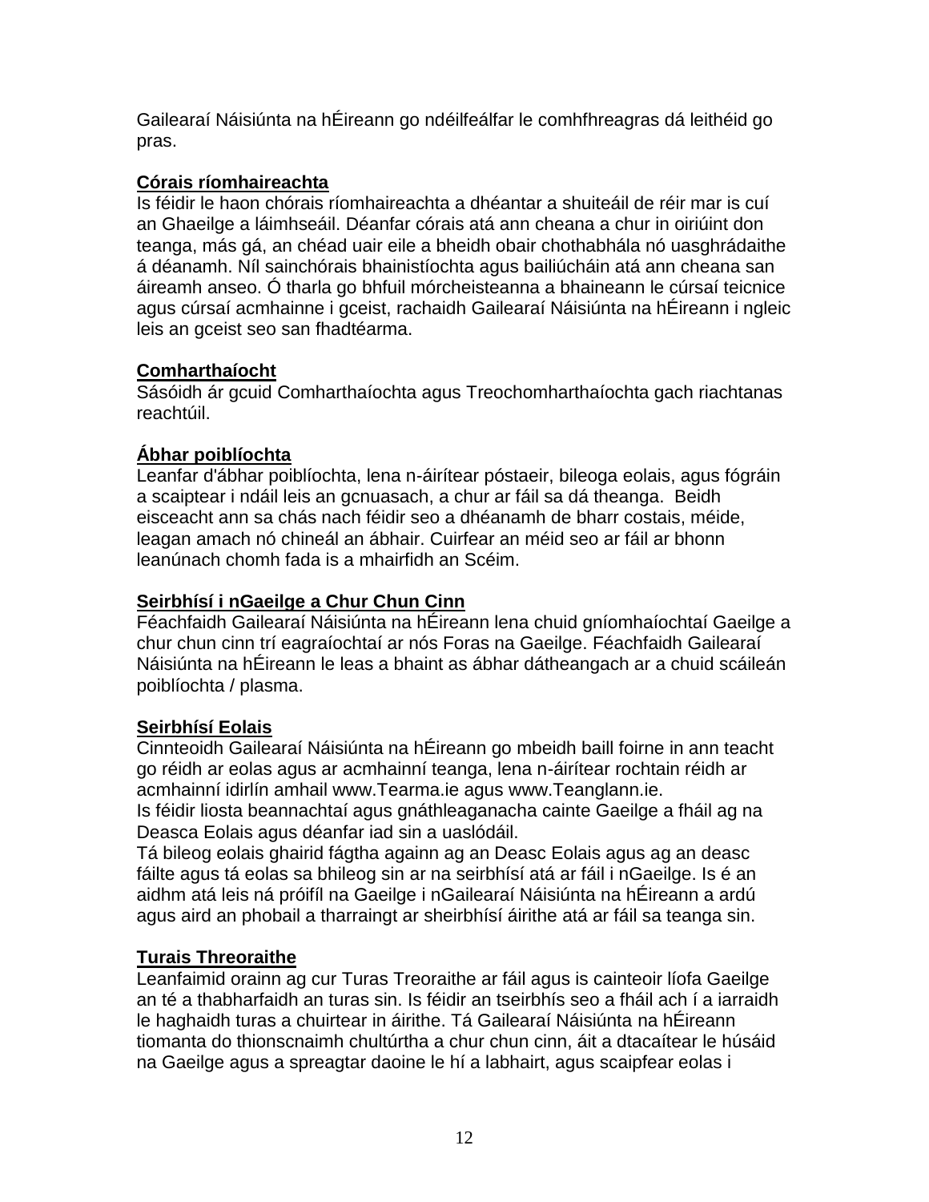Gailearaí Náisiúnta na hÉireann go ndéilfeálfar le comhfhreagras dá leithéid go pras.

**Córais ríomhaireachta**

Is féidir le haon chórais ríomhaireachta a dhéantar a shuiteáil de réir mar is cuí an Ghaeilge a láimhseáil. Déanfar córais atá ann cheana a chur in oiriúint don teanga, más gá, an chéad uair eile a bheidh obair chothabhála nó uasghrádaithe á déanamh. Níl sainchórais bhainistíochta agus bailiúcháin atá ann cheana san áireamh anseo. Ó tharla go bhfuil mórcheisteanna a bhaineann le cúrsaí teicnice agus cúrsaí acmhainne i gceist, rachaidh Gailearaí Náisiúnta na hÉireann i ngleic leis an gceist seo san fhadtéarma.

**Comharthaíocht**

Sásóidh ár gcuid Comharthaíochta agus Treochomharthaíochta gach riachtanas reachtúil.

**Ábhar poiblíochta**

Leanfar d'ábhar poiblíochta, lena n-áirítear póstaeir, bileoga eolais, agus fógráin a scaiptear i ndáil leis an gcnuasach, a chur ar fáil sa dá theanga. Beidh eisceacht ann sa chás nach féidir seo a dhéanamh de bharr costais, méide, leagan amach nó chineál an ábhair. Cuirfear an méid seo ar fáil ar bhonn leanúnach chomh fada is a mhairfidh an Scéim.

**Seirbhísí i nGaeilge a Chur Chun Cinn**

Féachfaidh Gailearaí Náisiúnta na hÉireann lena chuid gníomhaíochtaí Gaeilge a chur chun cinn trí eagraíochtaí ar nós Foras na Gaeilge. Féachfaidh Gailearaí Náisiúnta na hÉireann le leas a bhaint as ábhar dátheangach ar a chuid scáileán poiblíochta / plasma.

**Seirbhísí Eolais**

Cinnteoidh Gailearaí Náisiúnta na hÉireann go mbeidh baill foirne in ann teacht go réidh ar eolas agus ar acmhainní teanga, lena n-áirítear rochtain réidh ar acmhainní idirlín amhail www.Tearma.ie agus www.Teanglann.ie.
Is féidir liosta beannachtaí agus gnáthleaganacha cainte Gaeilge a fháil ag na Deasca Eolais agus déanfar iad sin a uaslódáil.
Tá bileog eolais ghairid fágtha againn ag an Deasc Eolais agus ag an deasc fáilte agus tá eolas sa bhileog sin ar na seirbhísí atá ar fáil i nGaeilge. Is é an aidhm atá leis ná próifíl na Gaeilge i nGailearaí Náisiúnta na hÉireann a ardú agus aird an phobail a tharraingt ar sheirbhísí áirithe atá ar fáil sa teanga sin.

**Turais Threoraithe**

Leanfaimid orainn ag cur Turas Treoraithe ar fáil agus is cainteoir líofa Gaeilge an té a thabharfaidh an turas sin. Is féidir an tseirbhís seo a fháil ach í a iarraidh le haghaidh turas a chuirtear in áirithe. Tá Gailearaí Náisiúnta na hÉireann tiomanta do thionscnaimh chultúrtha a chur chun cinn, áit a dtacaítear le húsáid na Gaeilge agus a spreagtar daoine le hí a labhairt, agus scaipfear eolas i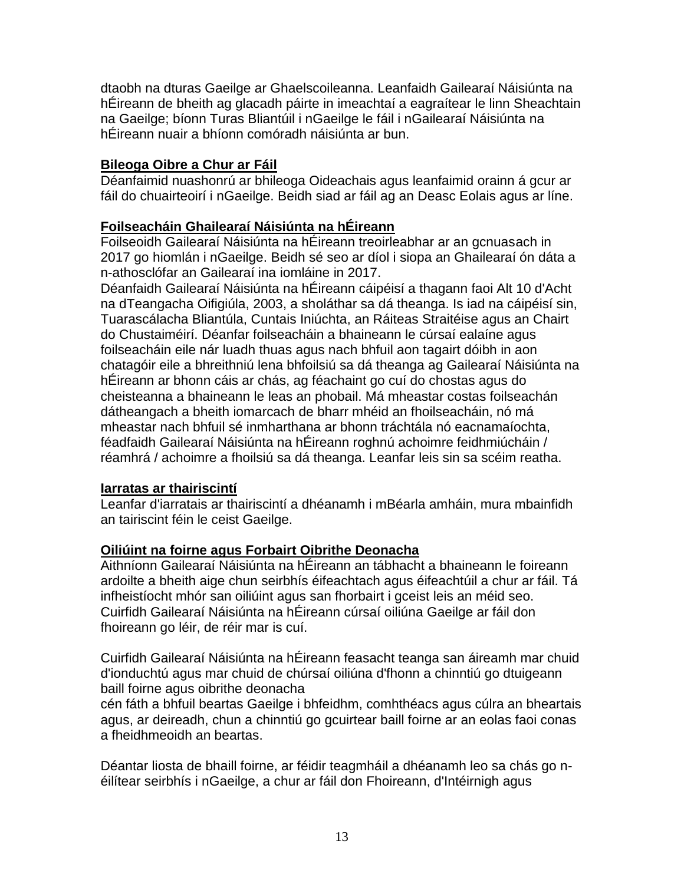dtaobh na dturas Gaeilge ar Ghaelscoileanna. Leanfaidh Gailearaí Náisiúnta na hÉireann de bheith ag glacadh páirte in imeachtaí a eagraítear le linn Sheachtain na Gaeilge; bíonn Turas Bliantúil i nGaeilge le fáil i nGailearaí Náisiúnta na hÉireann nuair a bhíonn comóradh náisiúnta ar bun.

**Bileoga Oibre a Chur ar Fáil**

Déanfaimid nuashonrú ar bhileoga Oideachais agus leanfaimid orainn á gcur ar fáil do chuairteoirí i nGaeilge. Beidh siad ar fáil ag an Deasc Eolais agus ar líne.

**Foilseacháin Ghailearaí Náisiúnta na hÉireann**

Foilseoidh Gailearaí Náisiúnta na hÉireann treoirleabhar ar an gcnuasach in 2017 go hiomlán i nGaeilge. Beidh sé seo ar díol i siopa an Ghailearaí ón dáta a n-athosclófar an Gailearaí ina iomláine in 2017.

Déanfaidh Gailearaí Náisiúnta na hÉireann cáipéisí a thagann faoi Alt 10 d'Acht na dTeangacha Oifigiúla, 2003, a sholáthar sa dá theanga. Is iad na cáipéisí sin, Tuarascálacha Bliantúla, Cuntais Iniúchta, an Ráiteas Straitéise agus an Chairt do Chustaiméirí. Déanfar foilseacháin a bhaineann le cúrsaí ealaíne agus foilseacháin eile nár luadh thuas agus nach bhfuil aon tagairt dóibh in aon chatagóir eile a bhreithniú lena bhfoilsiú sa dá theanga ag Gailearaí Náisiúnta na hÉireann ar bhonn cáis ar chás, ag féachaint go cuí do chostas agus do cheisteanna a bhaineann le leas an phobail. Má mheastar costas foilseachán dátheangach a bheith iomarcach de bharr mhéid an fhoilseacháin, nó má mheastar nach bhfuil sé inmharthana ar bhonn tráchtála nó eacnamaíochta, féadfaidh Gailearaí Náisiúnta na hÉireann roghnú achoimre feidhmiúcháin / réamhrá / achoimre a fhoilsiú sa dá theanga. Leanfar leis sin sa scéim reatha.

**Iarratas ar thairiscintí**

Leanfar d'iarratais ar thairiscintí a dhéanamh i mBéarla amháin, mura mbainfidh an tairiscint féin le ceist Gaeilge.

**Oiliúint na foirne agus Forbairt Oibrithe Deonacha**

Aithníonn Gailearaí Náisiúnta na hÉireann an tábhacht a bhaineann le foireann ardoilte a bheith aige chun seirbhís éifeachtach agus éifeachtúil a chur ar fáil. Tá infheistíocht mhór san oiliúint agus san fhorbairt i gceist leis an méid seo. Cuirfidh Gailearaí Náisiúnta na hÉireann cúrsaí oiliúna Gaeilge ar fáil don fhoireann go léir, de réir mar is cuí.

Cuirfidh Gailearaí Náisiúnta na hÉireann feasacht teanga san áireamh mar chuid d'ionduchtú agus mar chuid de chúrsaí oiliúna d'fhonn a chinntiú go dtuigeann baill foirne agus oibrithe deonacha cén fáth a bhfuil beartas Gaeilge i bhfeidhm, comhthéacs agus cúlra an bheartais agus, ar deireadh, chun a chinntiú go gcuirtear baill foirne ar an eolas faoi conas a fheidhmeoidh an beartas.

Déantar liosta de bhaill foirne, ar féidir teagmháil a dhéanamh leo sa chás go n-éilítear seirbhís i nGaeilge, a chur ar fáil don Fhoireann, d'Intéirnigh agus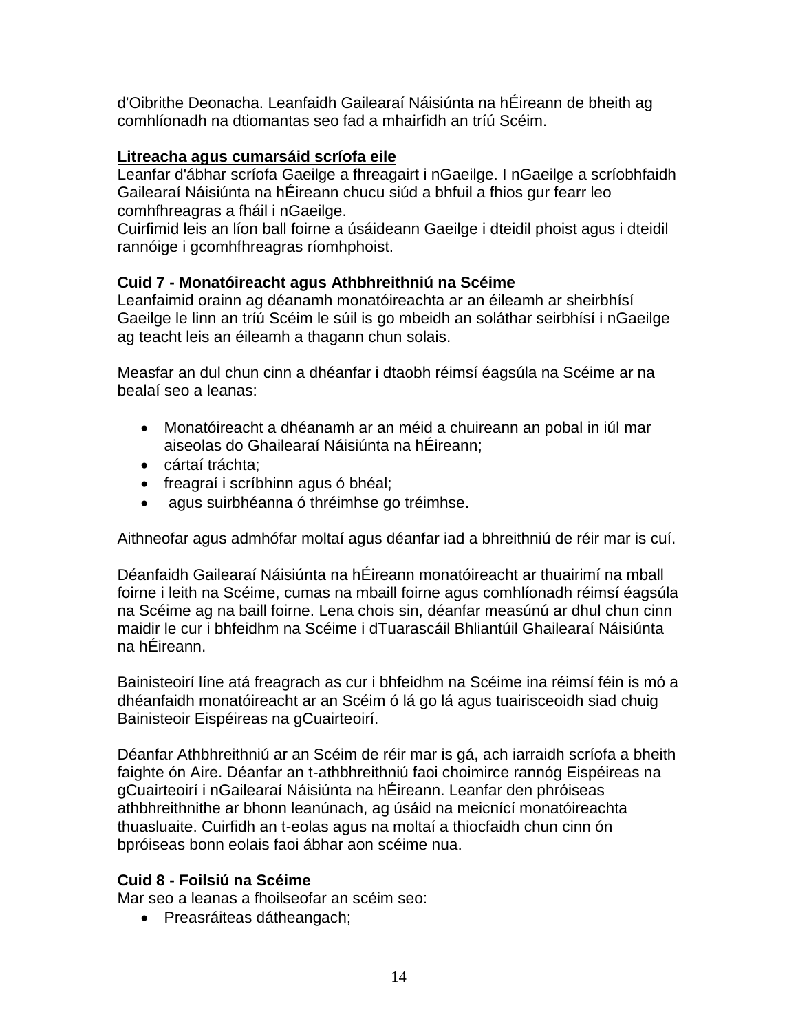d'Oibrithe Deonacha. Leanfaidh Gailearaí Náisiúnta na hÉireann de bheith ag comhlíonadh na dtiomantas seo fad a mhairfidh an tríú Scéim.

**Litreacha agus cumarsáid scríofa eile**

Leanfar d'ábhar scríofa Gaeilge a fhreagairt i nGaeilge. I nGaeilge a scríobhfaidh Gailearaí Náisiúnta na hÉireann chucu siúd a bhfuil a fhios gur fearr leo comhfhreagras a fháil i nGaeilge.

Cuirfimid leis an líon ball foirne a úsáideann Gaeilge i dteidil phoist agus i dteidil rannóige i gcomhfhreagras ríomhphoist.

**Cuid 7 - Monatóireacht agus Athbhreithniú na Scéime**

Leanfaimid orainn ag déanamh monatóireachta ar an éileamh ar sheirbhísí Gaeilge le linn an tríú Scéim le súil is go mbeidh an soláthar seirbhísí i nGaeilge ag teacht leis an éileamh a thagann chun solais.

Measfar an dul chun cinn a dhéanfar i dtaobh réimsí éagsúla na Scéime ar na bealaí seo a leanas:

- Monatóireacht a dhéanamh ar an méid a chuireann an pobal in iúl mar aiseolas do Ghailearaí Náisiúnta na hÉireann;
- cártaí tráchta;
- freagraí i scríbhinn agus ó bhéal;
- agus suirbhéanna ó thréimhse go tréimhse.

Aithneofar agus admhófar moltaí agus déanfar iad a bhreithniú de réir mar is cuí.

Déanfaidh Gailearaí Náisiúnta na hÉireann monatóireacht ar thuairimí na mball foirne i leith na Scéime, cumas na mbaill foirne agus comhlíonadh réimsí éagsúla na Scéime ag na baill foirne. Lena chois sin, déanfar measúnú ar dhul chun cinn maidir le cur i bhfeidhm na Scéime i dTuarascáil Bhliantúil Ghailearaí Náisiúnta na hÉireann.

Bainisteoirí líne atá freagrach as cur i bhfeidhm na Scéime ina réimsí féin is mó a dhéanfaidh monatóireacht ar an Scéim ó lá go lá agus tuairisceoidh siad chuig Bainisteoir Eispéireas na gCuairteoirí.

Déanfar Athbhreithniú ar an Scéim de réir mar is gá, ach iarraidh scríofa a bheith faighte ón Aire. Déanfar an t-athbhreithniú faoi choimirce rannóg Eispéireas na gCuairteoirí i nGailearaí Náisiúnta na hÉireann. Leanfar den phróiseas athbhreithnithe ar bhonn leanúnach, ag úsáid na meicnící monatóireachta thuasluaite. Cuirfidh an t-eolas agus na moltaí a thiocfaidh chun cinn ón bpróiseas bonn eolais faoi ábhar aon scéime nua.

**Cuid 8 - Foilsiú na Scéime**

Mar seo a leanas a fhoilseofar an scéim seo:

- Preasráiteas dátheangach;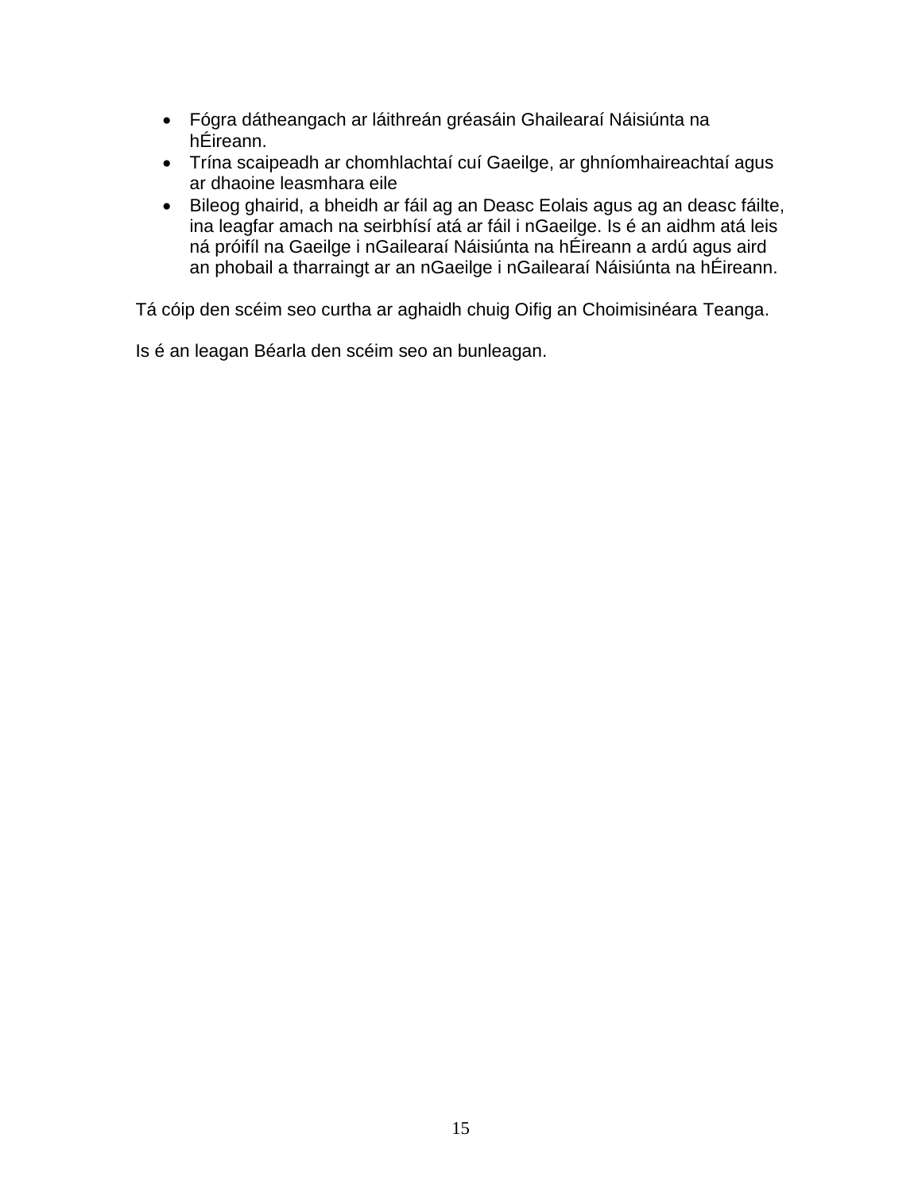- Fógra dátheangach ar láithreán gréasáin Ghailearaí Náisiúnta na hÉireann.
- Trína scaipeadh ar chomhlachtaí cuí Gaeilge, ar ghníomhaireachtaí agus ar dhaoine leasmhara eile
- Bileog ghairid, a bheidh ar fáil ag an Deasc Eolais agus ag an deasc fáilte, ina leagfar amach na seirbhísí atá ar fáil i nGaeilge. Is é an aidhm atá leis ná próifíl na Gaeilge i nGailearaí Náisiúnta na hÉireann a ardú agus aird an phobail a tharraingt ar an nGaeilge i nGailearaí Náisiúnta na hÉireann.

Tá cóip den scéim seo curtha ar aghaidh chuig Oifig an Choimisinéara Teanga.

Is é an leagan Béarla den scéim seo an bunleagan.